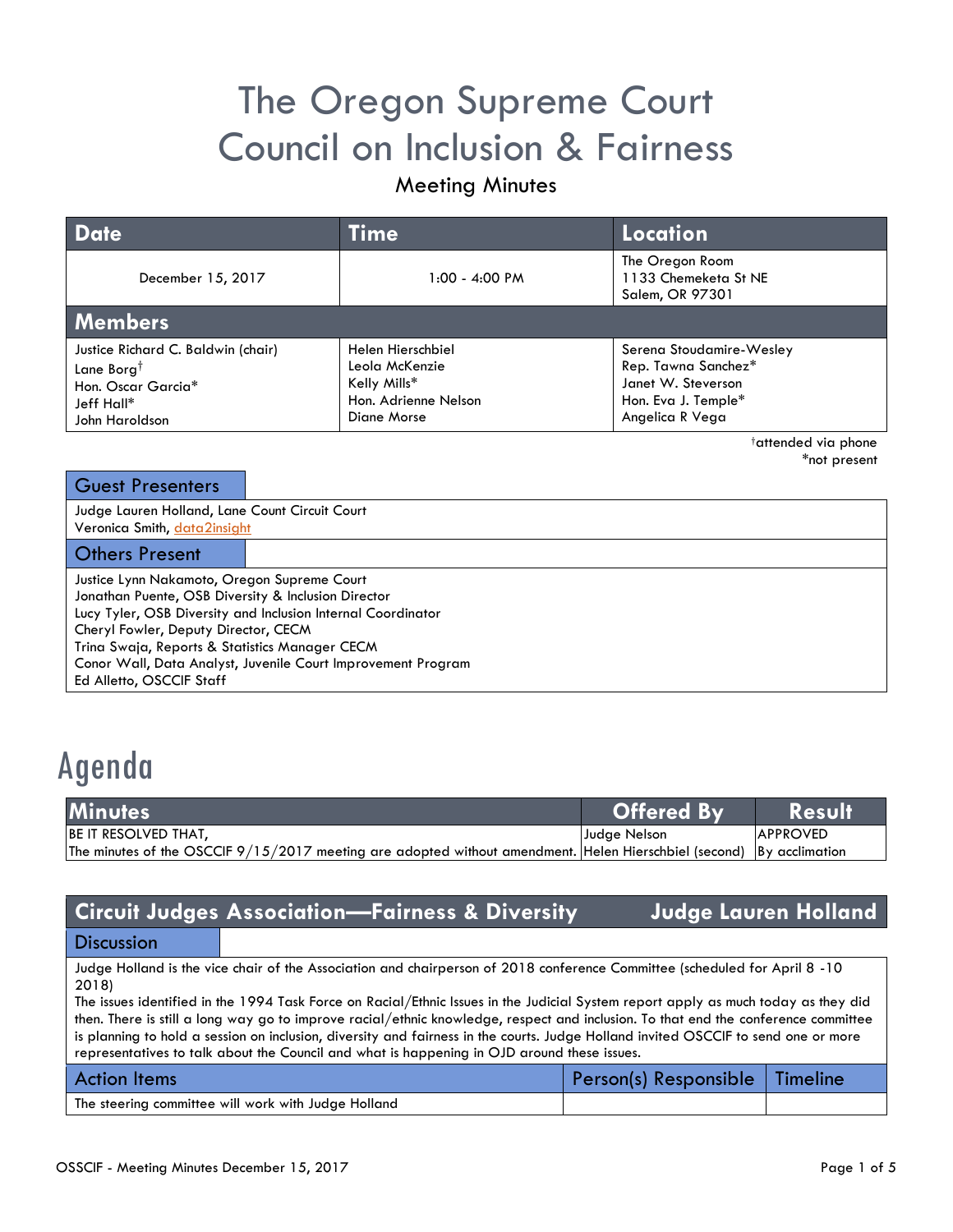// The Oregon Supreme Court Council on Inclusion & Fairness

# The Oregon Supreme Court Council on Inclusion & Fairness

## Meeting Minutes

| Date | Time | Location |
|---|---|---|
| December 15, 2017 | 1:00 - 4:00 PM | The Oregon Room<br>1133 Chemeketa St NE<br>Salem, OR 97301 |

### Members

| | | |
|---|---|---|
| Justice Richard C. Baldwin (chair)<br>Lane Borg†<br>Hon. Oscar Garcia*<br>Jeff Hall*<br>John Haroldson | Helen Hierschbiel<br>Leola McKenzie<br>Kelly Mills*<br>Hon. Adrienne Nelson<br>Diane Morse | Serena Stoudamire-Wesley<br>Rep. Tawna Sanchez*<br>Janet W. Steverson<br>Hon. Eva J. Temple*<br>Angelica R Vega |

†attended via phone
*not present

### Guest Presenters

Judge Lauren Holland, Lane Count Circuit Court
Veronica Smith, data2insight

### Others Present

Justice Lynn Nakamoto, Oregon Supreme Court
Jonathan Puente, OSB Diversity & Inclusion Director
Lucy Tyler, OSB Diversity and Inclusion Internal Coordinator
Cheryl Fowler, Deputy Director, CECM
Trina Swaja, Reports & Statistics Manager CECM
Conor Wall, Data Analyst, Juvenile Court Improvement Program
Ed Alletto, OSCCIF Staff

# Agenda

| Minutes | Offered By | Result |
|---|---|---|
| BE IT RESOLVED THAT,<br>The minutes of the OSCCIF 9/15/2017 meeting are adopted without amendment. | Judge Nelson<br>Helen Hierschbiel (second) | APPROVED<br>By acclimation |

## Circuit Judges Association—Fairness & Diversity — Judge Lauren Holland

### Discussion

Judge Holland is the vice chair of the Association and chairperson of 2018 conference Committee (scheduled for April 8 -10 2018)

The issues identified in the 1994 Task Force on Racial/Ethnic Issues in the Judicial System report apply as much today as they did then. There is still a long way go to improve racial/ethnic knowledge, respect and inclusion. To that end the conference committee is planning to hold a session on inclusion, diversity and fairness in the courts. Judge Holland invited OSCCIF to send one or more representatives to talk about the Council and what is happening in OJD around these issues.

| Action Items | Person(s) Responsible | Timeline |
|---|---|---|
| The steering committee will work with Judge Holland | | |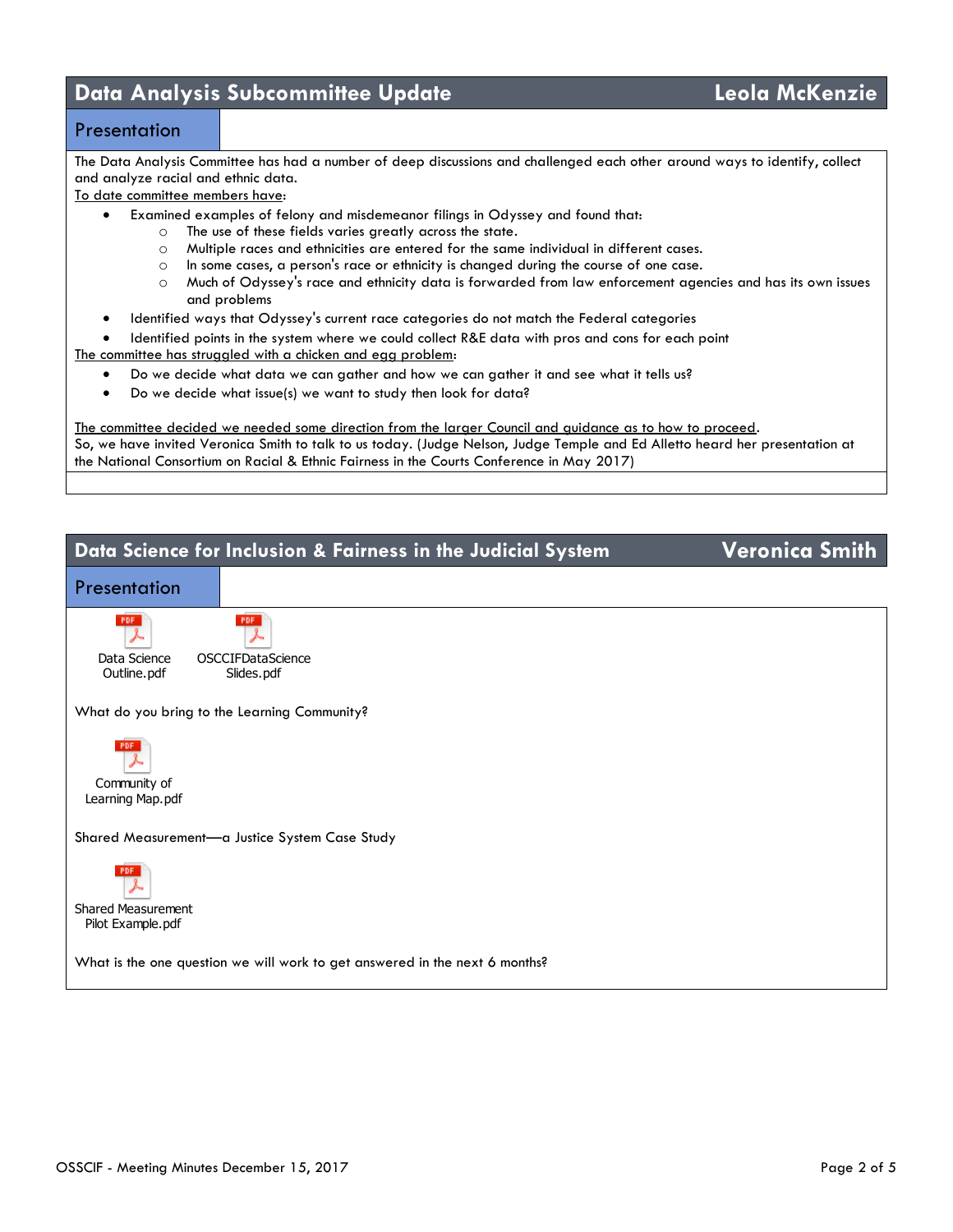## Data Analysis Subcommittee Update — Leola McKenzie

### Presentation

The Data Analysis Committee has had a number of deep discussions and challenged each other around ways to identify, collect and analyze racial and ethnic data.

To date committee members have:

- Examined examples of felony and misdemeanor filings in Odyssey and found that:
  - The use of these fields varies greatly across the state.
  - Multiple races and ethnicities are entered for the same individual in different cases.
  - In some cases, a person's race or ethnicity is changed during the course of one case.
  - Much of Odyssey's race and ethnicity data is forwarded from law enforcement agencies and has its own issues and problems
- Identified ways that Odyssey's current race categories do not match the Federal categories
- Identified points in the system where we could collect R&E data with pros and cons for each point

The committee has struggled with a chicken and egg problem:

- Do we decide what data we can gather and how we can gather it and see what it tells us?
- Do we decide what issue(s) we want to study then look for data?

The committee decided we needed some direction from the larger Council and guidance as to how to proceed.
So, we have invited Veronica Smith to talk to us today. (Judge Nelson, Judge Temple and Ed Alletto heard her presentation at the National Consortium on Racial & Ethnic Fairness in the Courts Conference in May 2017)

## Data Science for Inclusion & Fairness in the Judicial System — Veronica Smith

### Presentation

Data Science Outline.pdf

OSCCIFDataScience Slides.pdf

What do you bring to the Learning Community?

Community of Learning Map.pdf

Shared Measurement—a Justice System Case Study

Shared Measurement Pilot Example.pdf

What is the one question we will work to get answered in the next 6 months?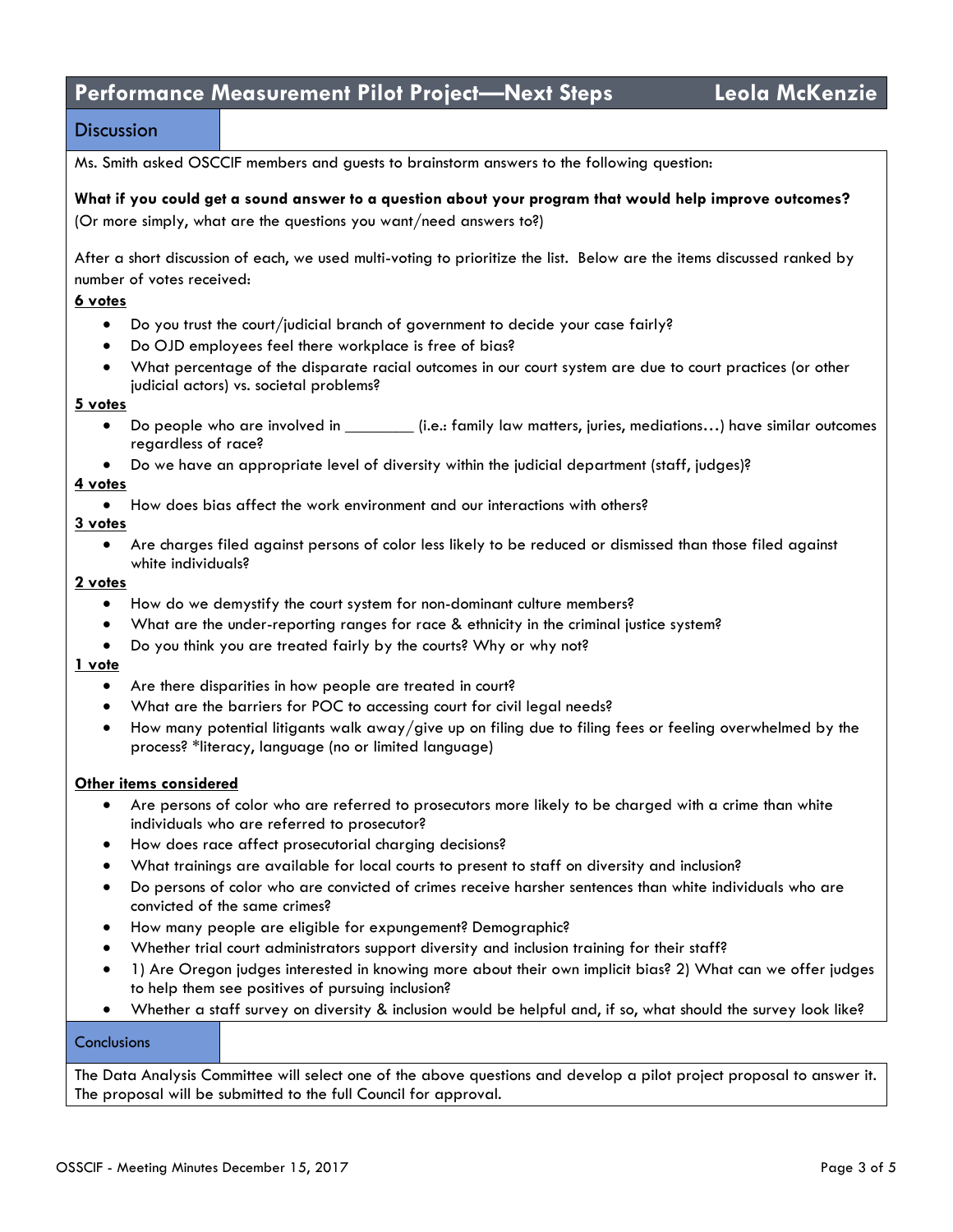## Performance Measurement Pilot Project—Next Steps — Leola McKenzie

### Discussion

Ms. Smith asked OSCCIF members and guests to brainstorm answers to the following question:

**What if you could get a sound answer to a question about your program that would help improve outcomes?** (Or more simply, what are the questions you want/need answers to?)

After a short discussion of each, we used multi-voting to prioritize the list. Below are the items discussed ranked by number of votes received:

**6 votes**

- Do you trust the court/judicial branch of government to decide your case fairly?
- Do OJD employees feel there workplace is free of bias?
- What percentage of the disparate racial outcomes in our court system are due to court practices (or other judicial actors) vs. societal problems?

**5 votes**

- Do people who are involved in ________ (i.e.: family law matters, juries, mediations…) have similar outcomes regardless of race?
- Do we have an appropriate level of diversity within the judicial department (staff, judges)?

**4 votes**

- How does bias affect the work environment and our interactions with others?

**3 votes**

- Are charges filed against persons of color less likely to be reduced or dismissed than those filed against white individuals?

**2 votes**

- How do we demystify the court system for non-dominant culture members?
- What are the under-reporting ranges for race & ethnicity in the criminal justice system?
- Do you think you are treated fairly by the courts? Why or why not?

**1 vote**

- Are there disparities in how people are treated in court?
- What are the barriers for POC to accessing court for civil legal needs?
- How many potential litigants walk away/give up on filing due to filing fees or feeling overwhelmed by the process? *literacy, language (no or limited language)

**Other items considered**

- Are persons of color who are referred to prosecutors more likely to be charged with a crime than white individuals who are referred to prosecutor?
- How does race affect prosecutorial charging decisions?
- What trainings are available for local courts to present to staff on diversity and inclusion?
- Do persons of color who are convicted of crimes receive harsher sentences than white individuals who are convicted of the same crimes?
- How many people are eligible for expungement? Demographic?
- Whether trial court administrators support diversity and inclusion training for their staff?
- 1) Are Oregon judges interested in knowing more about their own implicit bias? 2) What can we offer judges to help them see positives of pursuing inclusion?
- Whether a staff survey on diversity & inclusion would be helpful and, if so, what should the survey look like?

### Conclusions

The Data Analysis Committee will select one of the above questions and develop a pilot project proposal to answer it. The proposal will be submitted to the full Council for approval.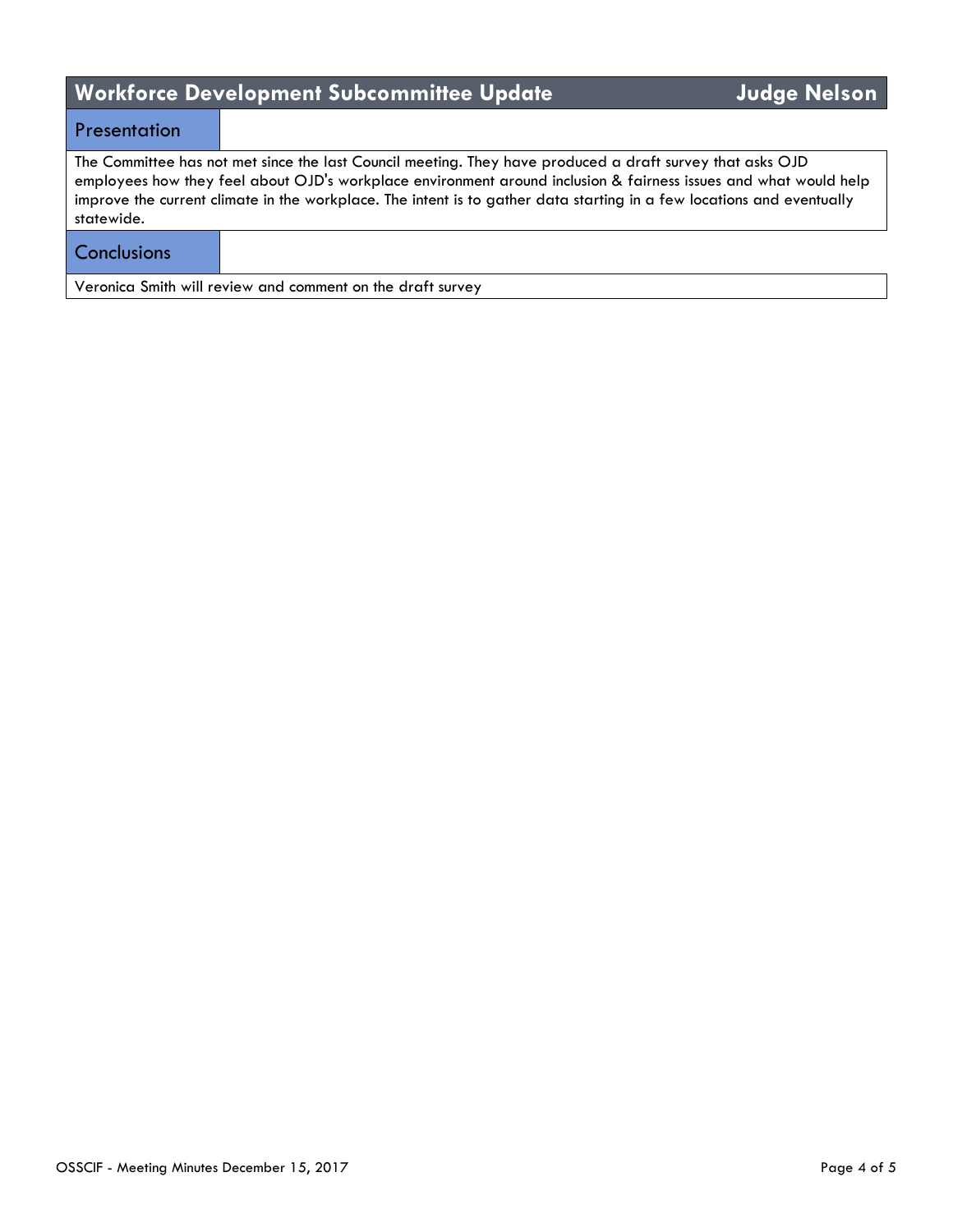## Workforce Development Subcommittee Update — Judge Nelson

### Presentation

The Committee has not met since the last Council meeting. They have produced a draft survey that asks OJD employees how they feel about OJD's workplace environment around inclusion & fairness issues and what would help improve the current climate in the workplace. The intent is to gather data starting in a few locations and eventually statewide.

### Conclusions

Veronica Smith will review and comment on the draft survey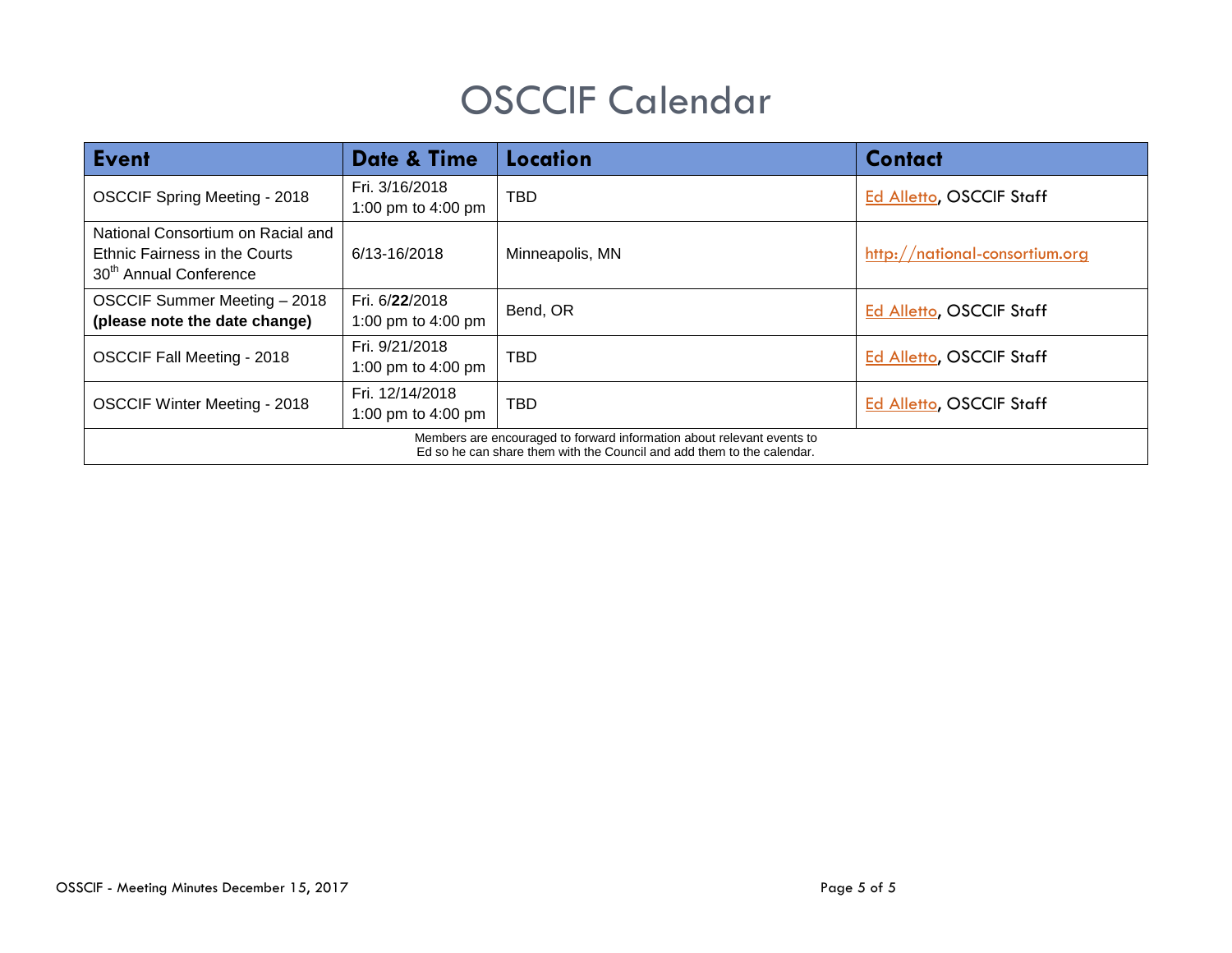# OSCCIF Calendar

| Event | Date & Time | Location | Contact |
|---|---|---|---|
| OSCCIF Spring Meeting - 2018 | Fri. 3/16/2018<br>1:00 pm to 4:00 pm | TBD | Ed Alletto, OSCCIF Staff |
| National Consortium on Racial and Ethnic Fairness in the Courts 30th Annual Conference | 6/13-16/2018 | Minneapolis, MN | http://national-consortium.org |
| OSCCIF Summer Meeting – 2018 **(please note the date change)** | Fri. 6/**22**/2018<br>1:00 pm to 4:00 pm | Bend, OR | Ed Alletto, OSCCIF Staff |
| OSCCIF Fall Meeting - 2018 | Fri. 9/21/2018<br>1:00 pm to 4:00 pm | TBD | Ed Alletto, OSCCIF Staff |
| OSCCIF Winter Meeting - 2018 | Fri. 12/14/2018<br>1:00 pm to 4:00 pm | TBD | Ed Alletto, OSCCIF Staff |
| Members are encouraged to forward information about relevant events to Ed so he can share them with the Council and add them to the calendar. | | | |